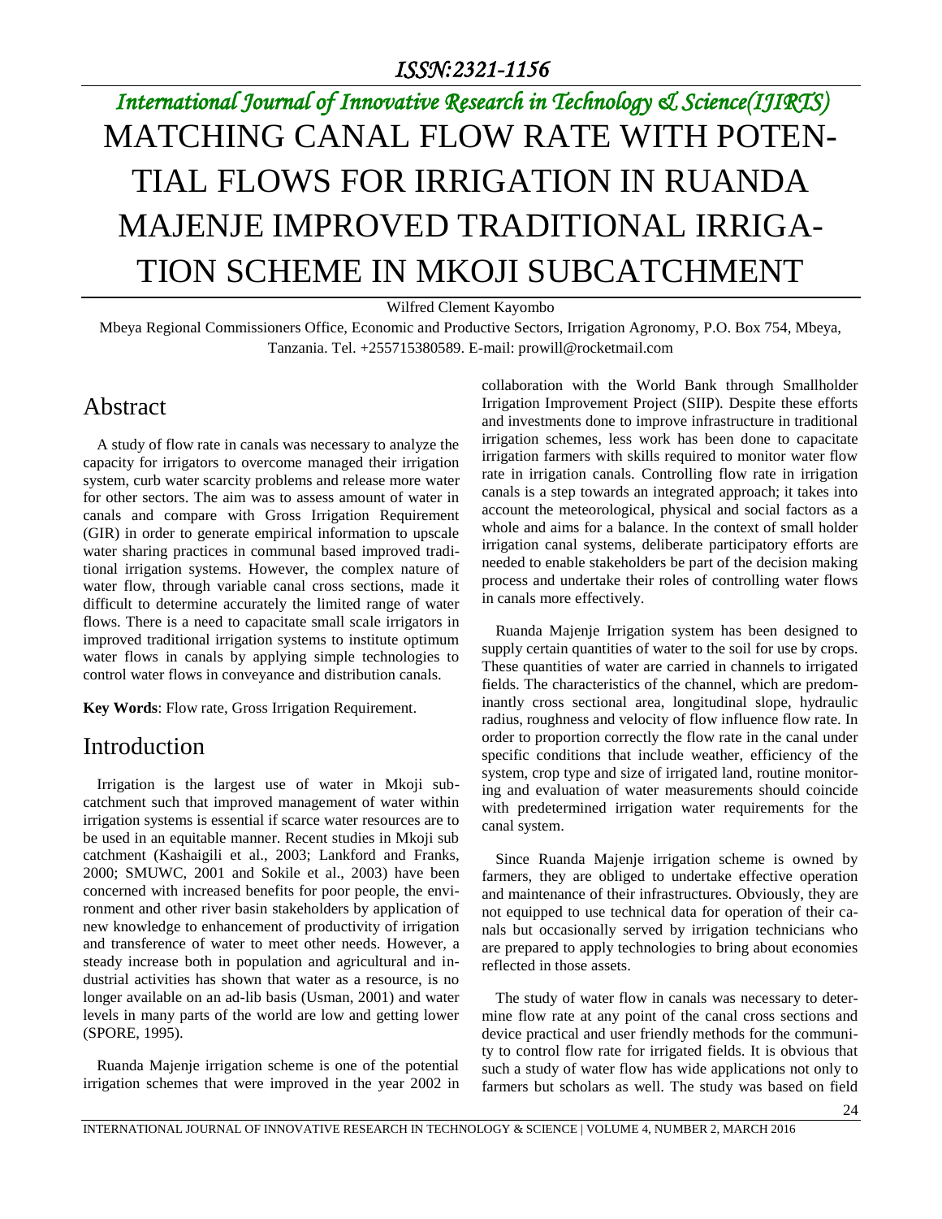# MATCHING CANAL FLOW RATE WITH POTENTIAL FLOWS FOR IRRIGATION IN RUANDA MAJENJE IMPROVED TRADITIONAL IRRIGATION SCHEME IN MKOJI SUBCATCHMENT

Wilfred Clement Kayombo

Mbeya Regional Commissioners Office, Economic and Productive Sectors, Irrigation Agronomy, P.O. Box 754, Mbeya, Tanzania. Tel. +255715380589. E-mail: prowill@rocketmail.com

## Abstract

A study of flow rate in canals was necessary to analyze the capacity for irrigators to overcome managed their irrigation system, curb water scarcity problems and release more water for other sectors. The aim was to assess amount of water in canals and compare with Gross Irrigation Requirement (GIR) in order to generate empirical information to upscale water sharing practices in communal based improved traditional irrigation systems. However, the complex nature of water flow, through variable canal cross sections, made it difficult to determine accurately the limited range of water flows. There is a need to capacitate small scale irrigators in improved traditional irrigation systems to institute optimum water flows in canals by applying simple technologies to control water flows in conveyance and distribution canals.

**Key Words**: Flow rate, Gross Irrigation Requirement.

## Introduction

Irrigation is the largest use of water in Mkoji subcatchment such that improved management of water within irrigation systems is essential if scarce water resources are to be used in an equitable manner. Recent studies in Mkoji sub catchment (Kashaigili et al., 2003; Lankford and Franks, 2000; SMUWC, 2001 and Sokile et al., 2003) have been concerned with increased benefits for poor people, the environment and other river basin stakeholders by application of new knowledge to enhancement of productivity of irrigation and transference of water to meet other needs. However, a steady increase both in population and agricultural and industrial activities has shown that water as a resource, is no longer available on an ad-lib basis (Usman, 2001) and water levels in many parts of the world are low and getting lower (SPORE, 1995).

Ruanda Majenje irrigation scheme is one of the potential irrigation schemes that were improved in the year 2002 in collaboration with the World Bank through Smallholder Irrigation Improvement Project (SIIP). Despite these efforts and investments done to improve infrastructure in traditional irrigation schemes, less work has been done to capacitate irrigation farmers with skills required to monitor water flow rate in irrigation canals. Controlling flow rate in irrigation canals is a step towards an integrated approach; it takes into account the meteorological, physical and social factors as a whole and aims for a balance. In the context of small holder irrigation canal systems, deliberate participatory efforts are needed to enable stakeholders be part of the decision making process and undertake their roles of controlling water flows in canals more effectively.

Ruanda Majenje Irrigation system has been designed to supply certain quantities of water to the soil for use by crops. These quantities of water are carried in channels to irrigated fields. The characteristics of the channel, which are predominantly cross sectional area, longitudinal slope, hydraulic radius, roughness and velocity of flow influence flow rate. In order to proportion correctly the flow rate in the canal under specific conditions that include weather, efficiency of the system, crop type and size of irrigated land, routine monitoring and evaluation of water measurements should coincide with predetermined irrigation water requirements for the canal system.

Since Ruanda Majenje irrigation scheme is owned by farmers, they are obliged to undertake effective operation and maintenance of their infrastructures. Obviously, they are not equipped to use technical data for operation of their canals but occasionally served by irrigation technicians who are prepared to apply technologies to bring about economies reflected in those assets.

The study of water flow in canals was necessary to determine flow rate at any point of the canal cross sections and device practical and user friendly methods for the community to control flow rate for irrigated fields. It is obvious that such a study of water flow has wide applications not only to farmers but scholars as well. The study was based on field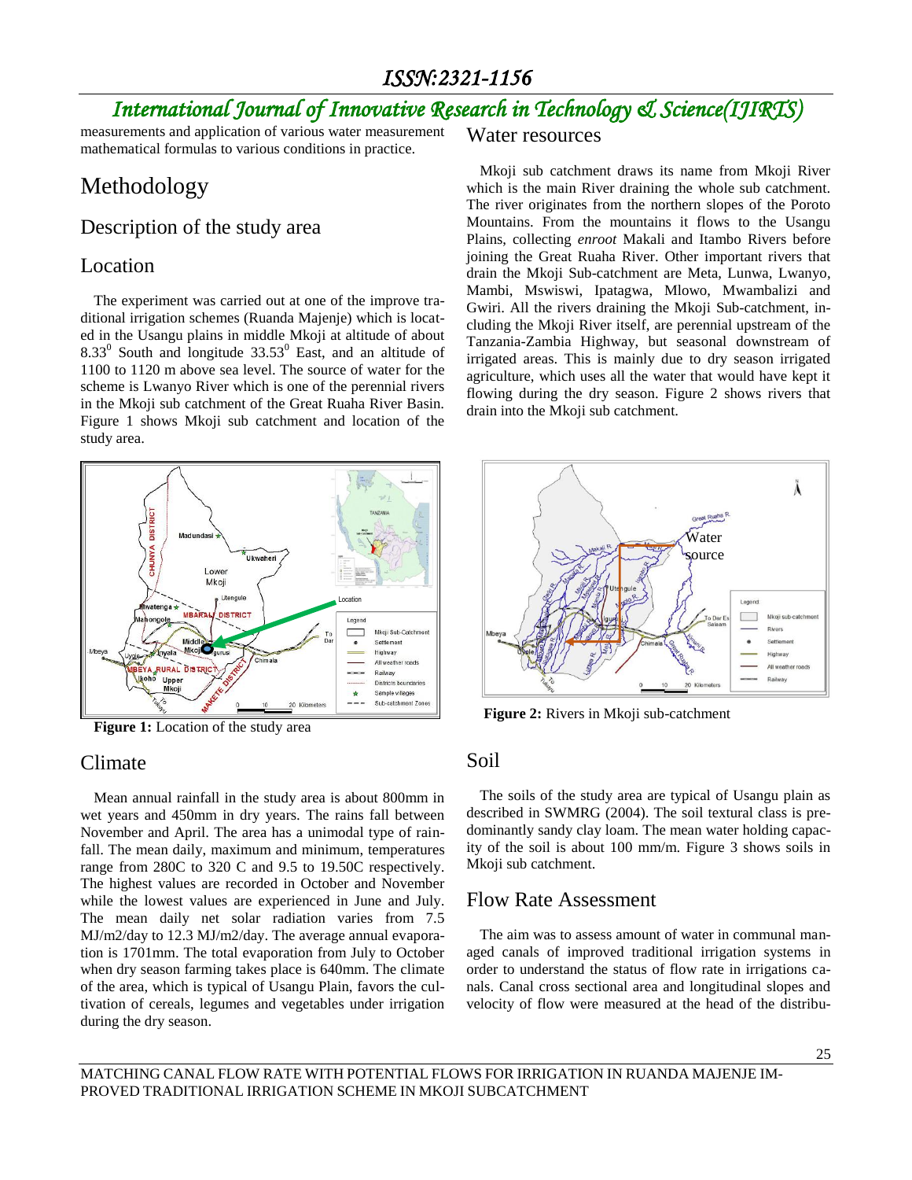measurements and application of various water measurement mathematical formulas to various conditions in practice.

# Methodology

## Description of the study area

### Location

The experiment was carried out at one of the improve traditional irrigation schemes (Ruanda Majenje) which is located in the Usangu plains in middle Mkoji at altitude of about $8.33^0$ South and longitude $33.53^0$ East, and an altitude of 1100 to 1120 m above sea level. The source of water for the scheme is Lwanyo River which is one of the perennial rivers in the Mkoji sub catchment of the Great Ruaha River Basin. Figure 1 shows Mkoji sub catchment and location of the study area.

**Figure 1:** Location of the study area

### Climate

Mean annual rainfall in the study area is about 800mm in wet years and 450mm in dry years. The rains fall between November and April. The area has a unimodal type of rainfall. The mean daily, maximum and minimum, temperatures range from 280C to 320 C and 9.5 to 19.50C respectively. The highest values are recorded in October and November while the lowest values are experienced in June and July. The mean daily net solar radiation varies from 7.5 MJ/m2/day to 12.3 MJ/m2/day. The average annual evaporation is 1701mm. The total evaporation from July to October when dry season farming takes place is 640mm. The climate of the area, which is typical of Usangu Plain, favors the cultivation of cereals, legumes and vegetables under irrigation during the dry season.

### Water resources

Mkoji sub catchment draws its name from Mkoji River which is the main River draining the whole sub catchment. The river originates from the northern slopes of the Poroto Mountains. From the mountains it flows to the Usangu Plains, collecting *enroot* Makali and Itambo Rivers before joining the Great Ruaha River. Other important rivers that drain the Mkoji Sub-catchment are Meta, Lunwa, Lwanyo, Mambi, Mswiswi, Ipatagwa, Mlowo, Mwambalizi and Gwiri. All the rivers draining the Mkoji Sub-catchment, including the Mkoji River itself, are perennial upstream of the Tanzania-Zambia Highway, but seasonal downstream of irrigated areas. This is mainly due to dry season irrigated agriculture, which uses all the water that would have kept it flowing during the dry season. Figure 2 shows rivers that drain into the Mkoji sub catchment.

**Figure 2:** Rivers in Mkoji sub-catchment

### Soil

The soils of the study area are typical of Usangu plain as described in SWMRG (2004). The soil textural class is predominantly sandy clay loam. The mean water holding capacity of the soil is about 100 mm/m. Figure 3 shows soils in Mkoji sub catchment.

### Flow Rate Assessment

The aim was to assess amount of water in communal managed canals of improved traditional irrigation systems in order to understand the status of flow rate in irrigations canals. Canal cross sectional area and longitudinal slopes and velocity of flow were measured at the head of the distribu-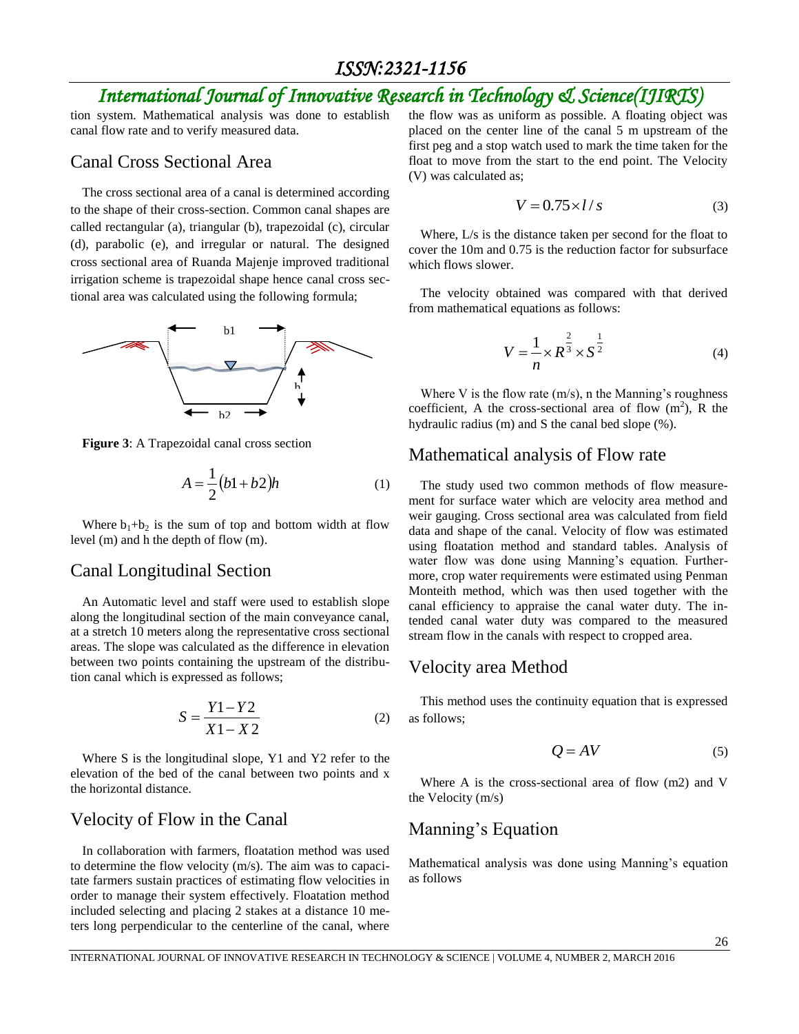tion system. Mathematical analysis was done to establish canal flow rate and to verify measured data.

## Canal Cross Sectional Area

The cross sectional area of a canal is determined according to the shape of their cross-section. Common canal shapes are called rectangular (a), triangular (b), trapezoidal (c), circular (d), parabolic (e), and irregular or natural. The designed cross sectional area of Ruanda Majenje improved traditional irrigation scheme is trapezoidal shape hence canal cross sectional area was calculated using the following formula;

**Figure 3**: A Trapezoidal canal cross section

$$A = \frac{1}{2}(b1 + b2)h \tag{1}$$

Where $b_1+b_2$ is the sum of top and bottom width at flow level (m) and h the depth of flow (m).

## Canal Longitudinal Section

An Automatic level and staff were used to establish slope along the longitudinal section of the main conveyance canal, at a stretch 10 meters along the representative cross sectional areas. The slope was calculated as the difference in elevation between two points containing the upstream of the distribution canal which is expressed as follows;

$$S = \frac{Y1 - Y2}{X1 - X2} \tag{2}$$

Where S is the longitudinal slope, Y1 and Y2 refer to the elevation of the bed of the canal between two points and x the horizontal distance.

## Velocity of Flow in the Canal

In collaboration with farmers, floatation method was used to determine the flow velocity (m/s). The aim was to capacitate farmers sustain practices of estimating flow velocities in order to manage their system effectively. Floatation method included selecting and placing 2 stakes at a distance 10 meters long perpendicular to the centerline of the canal, where the flow was as uniform as possible. A floating object was placed on the center line of the canal 5 m upstream of the first peg and a stop watch used to mark the time taken for the float to move from the start to the end point. The Velocity (V) was calculated as;

$$V = 0.75 \times l / s \tag{3}$$

Where, L/s is the distance taken per second for the float to cover the 10m and 0.75 is the reduction factor for subsurface which flows slower.

The velocity obtained was compared with that derived from mathematical equations as follows:

$$V = \frac{1}{n} \times R^{\frac{2}{3}} \times S^{\frac{1}{2}} \tag{4}$$

Where V is the flow rate (m/s), n the Manning's roughness coefficient, A the cross-sectional area of flow ($m^2$), R the hydraulic radius (m) and S the canal bed slope (%).

## Mathematical analysis of Flow rate

The study used two common methods of flow measurement for surface water which are velocity area method and weir gauging. Cross sectional area was calculated from field data and shape of the canal. Velocity of flow was estimated using floatation method and standard tables. Analysis of water flow was done using Manning's equation. Furthermore, crop water requirements were estimated using Penman Monteith method, which was then used together with the canal efficiency to appraise the canal water duty. The intended canal water duty was compared to the measured stream flow in the canals with respect to cropped area.

## Velocity area Method

This method uses the continuity equation that is expressed as follows;

$$Q = AV \tag{5}$$

Where A is the cross-sectional area of flow (m2) and V the Velocity (m/s)

## Manning's Equation

Mathematical analysis was done using Manning's equation as follows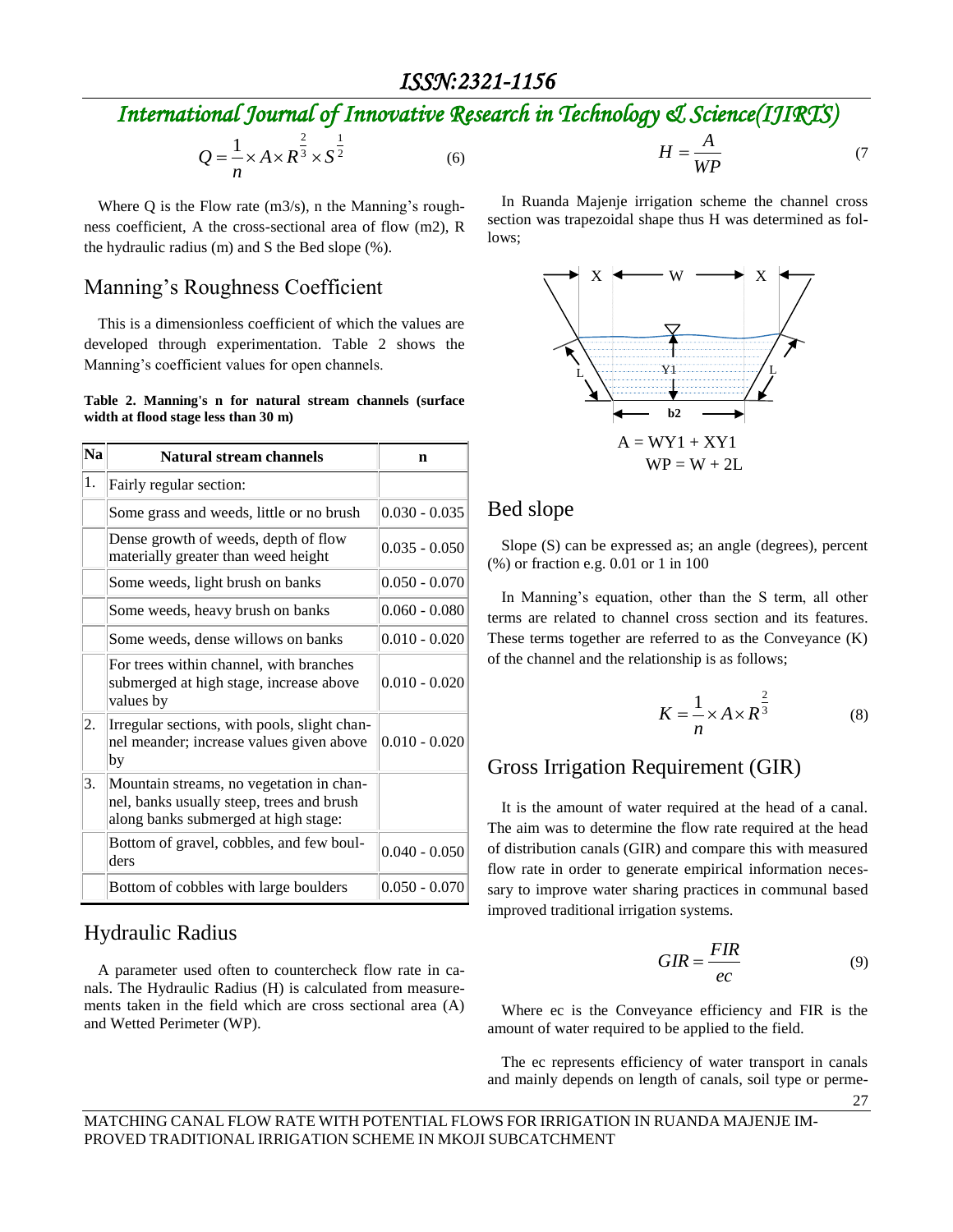$$Q = \frac{1}{n} \times A \times R^{\frac{2}{3}} \times S^{\frac{1}{2}} \quad (6)$$

Where Q is the Flow rate (m3/s), n the Manning's roughness coefficient, A the cross-sectional area of flow (m2), R the hydraulic radius (m) and S the Bed slope (%).

## Manning's Roughness Coefficient

This is a dimensionless coefficient of which the values are developed through experimentation. Table 2 shows the Manning's coefficient values for open channels.

**Table 2. Manning's n for natural stream channels (surface width at flood stage less than 30 m)**

| Na | Natural stream channels | n |
|---|---|---|
| 1. | Fairly regular section: | |
| | Some grass and weeds, little or no brush | 0.030 - 0.035 |
| | Dense growth of weeds, depth of flow materially greater than weed height | 0.035 - 0.050 |
| | Some weeds, light brush on banks | 0.050 - 0.070 |
| | Some weeds, heavy brush on banks | 0.060 - 0.080 |
| | Some weeds, dense willows on banks | 0.010 - 0.020 |
| | For trees within channel, with branches submerged at high stage, increase above values by | 0.010 - 0.020 |
| 2. | Irregular sections, with pools, slight channel meander; increase values given above by | 0.010 - 0.020 |
| 3. | Mountain streams, no vegetation in channel, banks usually steep, trees and brush along banks submerged at high stage: | |
| | Bottom of gravel, cobbles, and few boulders | 0.040 - 0.050 |
| | Bottom of cobbles with large boulders | 0.050 - 0.070 |

## Hydraulic Radius

A parameter used often to countercheck flow rate in canals. The Hydraulic Radius (H) is calculated from measurements taken in the field which are cross sectional area (A) and Wetted Perimeter (WP).

$$H = \frac{A}{WP} \quad (7)$$

In Ruanda Majenje irrigation scheme the channel cross section was trapezoidal shape thus H was determined as follows;

$$A = WY1 + XY1$$

$$WP = W + 2L$$

## Bed slope

Slope (S) can be expressed as; an angle (degrees), percent (%) or fraction e.g. 0.01 or 1 in 100

In Manning's equation, other than the S term, all other terms are related to channel cross section and its features. These terms together are referred to as the Conveyance (K) of the channel and the relationship is as follows;

$$K = \frac{1}{n} \times A \times R^{\frac{2}{3}} \quad (8)$$

## Gross Irrigation Requirement (GIR)

It is the amount of water required at the head of a canal. The aim was to determine the flow rate required at the head of distribution canals (GIR) and compare this with measured flow rate in order to generate empirical information necessary to improve water sharing practices in communal based improved traditional irrigation systems.

$$GIR = \frac{FIR}{ec} \quad (9)$$

Where ec is the Conveyance efficiency and FIR is the amount of water required to be applied to the field.

The ec represents efficiency of water transport in canals and mainly depends on length of canals, soil type or perme-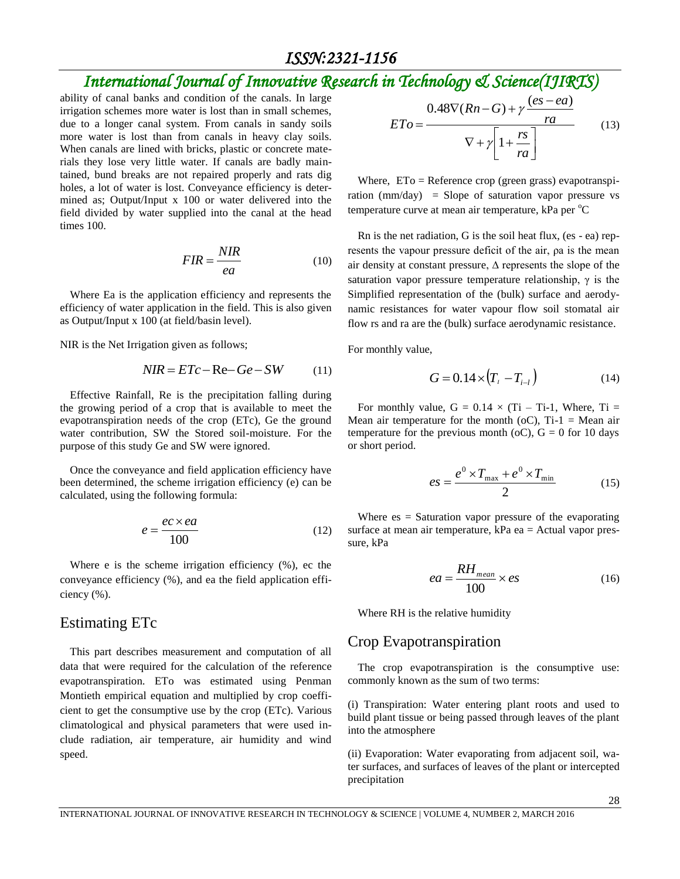ability of canal banks and condition of the canals. In large irrigation schemes more water is lost than in small schemes, due to a longer canal system. From canals in sandy soils more water is lost than from canals in heavy clay soils. When canals are lined with bricks, plastic or concrete materials they lose very little water. If canals are badly maintained, bund breaks are not repaired properly and rats dig holes, a lot of water is lost. Conveyance efficiency is determined as; Output/Input x 100 or water delivered into the field divided by water supplied into the canal at the head times 100.

$$FIR = \frac{NIR}{ea} \tag{10}$$

Where Ea is the application efficiency and represents the efficiency of water application in the field. This is also given as Output/Input x 100 (at field/basin level).

NIR is the Net Irrigation given as follows;

$$NIR = ETc - \text{Re} - Ge - SW \tag{11}$$

Effective Rainfall, Re is the precipitation falling during the growing period of a crop that is available to meet the evapotranspiration needs of the crop (ETc), Ge the ground water contribution, SW the Stored soil-moisture. For the purpose of this study Ge and SW were ignored.

Once the conveyance and field application efficiency have been determined, the scheme irrigation efficiency (e) can be calculated, using the following formula:

$$e = \frac{ec \times ea}{100} \tag{12}$$

Where e is the scheme irrigation efficiency (%), ec the conveyance efficiency (%), and ea the field application efficiency (%).

## Estimating ETc

This part describes measurement and computation of all data that were required for the calculation of the reference evapotranspiration. ETo was estimated using Penman Montieth empirical equation and multiplied by crop coefficient to get the consumptive use by the crop (ETc). Various climatological and physical parameters that were used include radiation, air temperature, air humidity and wind speed.

$$ETo = \frac{0.48\nabla(Rn - G) + \gamma \frac{(es - ea)}{ra}}{\nabla + \gamma\left[1 + \frac{rs}{ra}\right]} \tag{13}$$

Where, ETo = Reference crop (green grass) evapotranspiration (mm/day) = Slope of saturation vapor pressure vs temperature curve at mean air temperature, kPa per $^{o}$C

Rn is the net radiation, G is the soil heat flux, (es - ea) represents the vapour pressure deficit of the air, ρa is the mean air density at constant pressure, Δ represents the slope of the saturation vapor pressure temperature relationship, γ is the Simplified representation of the (bulk) surface and aerodynamic resistances for water vapour flow soil stomatal air flow rs and ra are the (bulk) surface aerodynamic resistance.

For monthly value,

$$G = 0.14 \times \left(T_{i} - T_{i-l}\right) \tag{14}$$

For monthly value, G = 0.14 × (Ti – Ti-1, Where, Ti = Mean air temperature for the month (oC), Ti-1 = Mean air temperature for the previous month (oC), G = 0 for 10 days or short period.

$$es = \frac{e^{0} \times T_{\max} + e^{0} \times T_{\min}}{2} \tag{15}$$

Where es = Saturation vapor pressure of the evaporating surface at mean air temperature, kPa ea = Actual vapor pressure, kPa

$$ea = \frac{RH_{mean}}{100} \times es \tag{16}$$

Where RH is the relative humidity

## Crop Evapotranspiration

The crop evapotranspiration is the consumptive use: commonly known as the sum of two terms:

(i) Transpiration: Water entering plant roots and used to build plant tissue or being passed through leaves of the plant into the atmosphere

(ii) Evaporation: Water evaporating from adjacent soil, water surfaces, and surfaces of leaves of the plant or intercepted precipitation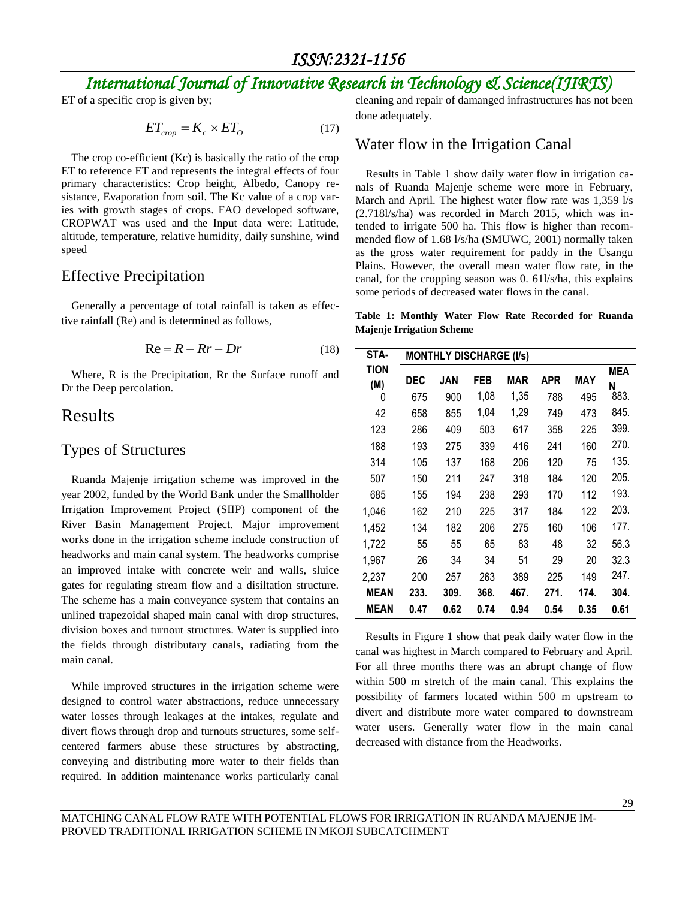ET of a specific crop is given by;

$$ET_{crop} = K_c \times ET_O \tag{17}$$

The crop co-efficient (Kc) is basically the ratio of the crop ET to reference ET and represents the integral effects of four primary characteristics: Crop height, Albedo, Canopy resistance, Evaporation from soil. The Kc value of a crop varies with growth stages of crops. FAO developed software, CROPWAT was used and the Input data were: Latitude, altitude, temperature, relative humidity, daily sunshine, wind speed

## Effective Precipitation

Generally a percentage of total rainfall is taken as effective rainfall (Re) and is determined as follows,

$$\mathrm{Re} = R - Rr - Dr \tag{18}$$

Where, R is the Precipitation, Rr the Surface runoff and Dr the Deep percolation.

# Results

## Types of Structures

Ruanda Majenje irrigation scheme was improved in the year 2002, funded by the World Bank under the Smallholder Irrigation Improvement Project (SIIP) component of the River Basin Management Project. Major improvement works done in the irrigation scheme include construction of headworks and main canal system. The headworks comprise an improved intake with concrete weir and walls, sluice gates for regulating stream flow and a disiltation structure. The scheme has a main conveyance system that contains an unlined trapezoidal shaped main canal with drop structures, division boxes and turnout structures. Water is supplied into the fields through distributary canals, radiating from the main canal.

While improved structures in the irrigation scheme were designed to control water abstractions, reduce unnecessary water losses through leakages at the intakes, regulate and divert flows through drop and turnouts structures, some self-centered farmers abuse these structures by abstracting, conveying and distributing more water to their fields than required. In addition maintenance works particularly canal cleaning and repair of damanged infrastructures has not been done adequately.

## Water flow in the Irrigation Canal

Results in Table 1 show daily water flow in irrigation canals of Ruanda Majenje scheme were more in February, March and April. The highest water flow rate was 1,359 l/s (2.718l/s/ha) was recorded in March 2015, which was intended to irrigate 500 ha. This flow is higher than recommended flow of 1.68 l/s/ha (SMUWC, 2001) normally taken as the gross water requirement for paddy in the Usangu Plains. However, the overall mean water flow rate, in the canal, for the cropping season was 0. 61l/s/ha, this explains some periods of decreased water flows in the canal.

**Table 1: Monthly Water Flow Rate Recorded for Ruanda Majenje Irrigation Scheme**

| STATION (M) | MONTHLY DISCHARGE (l/s) | | | | | | |
|---|---|---|---|---|---|---|---|
| | DEC | JAN | FEB | MAR | APR | MAY | MEAN |
| 0 | 675 | 900 | 1,08 | 1,35 | 788 | 495 | 883. |
| 42 | 658 | 855 | 1,04 | 1,29 | 749 | 473 | 845. |
| 123 | 286 | 409 | 503 | 617 | 358 | 225 | 399. |
| 188 | 193 | 275 | 339 | 416 | 241 | 160 | 270. |
| 314 | 105 | 137 | 168 | 206 | 120 | 75 | 135. |
| 507 | 150 | 211 | 247 | 318 | 184 | 120 | 205. |
| 685 | 155 | 194 | 238 | 293 | 170 | 112 | 193. |
| 1,046 | 162 | 210 | 225 | 317 | 184 | 122 | 203. |
| 1,452 | 134 | 182 | 206 | 275 | 160 | 106 | 177. |
| 1,722 | 55 | 55 | 65 | 83 | 48 | 32 | 56.3 |
| 1,967 | 26 | 34 | 34 | 51 | 29 | 20 | 32.3 |
| 2,237 | 200 | 257 | 263 | 389 | 225 | 149 | 247. |
| **MEAN** | **233.** | **309.** | **368.** | **467.** | **271.** | **174.** | **304.** |
| **MEAN** | **0.47** | **0.62** | **0.74** | **0.94** | **0.54** | **0.35** | **0.61** |

Results in Figure 1 show that peak daily water flow in the canal was highest in March compared to February and April. For all three months there was an abrupt change of flow within 500 m stretch of the main canal. This explains the possibility of farmers located within 500 m upstream to divert and distribute more water compared to downstream water users. Generally water flow in the main canal decreased with distance from the Headworks.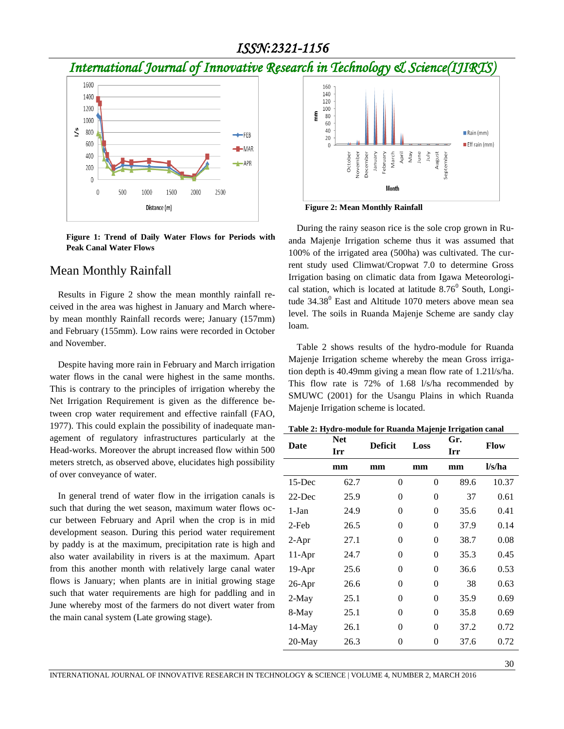Figure 1: Trend of Daily Water Flows for Periods with Peak Canal Water Flows

## Mean Monthly Rainfall

Results in Figure 2 show the mean monthly rainfall received in the area was highest in January and March whereby mean monthly Rainfall records were; January (157mm) and February (155mm). Low rains were recorded in October and November.

Despite having more rain in February and March irrigation water flows in the canal were highest in the same months. This is contrary to the principles of irrigation whereby the Net Irrigation Requirement is given as the difference between crop water requirement and effective rainfall (FAO, 1977). This could explain the possibility of inadequate management of regulatory infrastructures particularly at the Head-works. Moreover the abrupt increased flow within 500 meters stretch, as observed above, elucidates high possibility of over conveyance of water.

In general trend of water flow in the irrigation canals is such that during the wet season, maximum water flows occur between February and April when the crop is in mid development season. During this period water requirement by paddy is at the maximum, precipitation rate is high and also water availability in rivers is at the maximum. Apart from this another month with relatively large canal water flows is January; when plants are in initial growing stage such that water requirements are high for paddling and in June whereby most of the farmers do not divert water from the main canal system (Late growing stage).

Figure 2: Mean Monthly Rainfall

During the rainy season rice is the sole crop grown in Ruanda Majenje Irrigation scheme thus it was assumed that 100% of the irrigated area (500ha) was cultivated. The current study used Climwat/Cropwat 7.0 to determine Gross Irrigation basing on climatic data from Igawa Meteorological station, which is located at latitude $8.76^0$ South, Longitude $34.38^0$ East and Altitude 1070 meters above mean sea level. The soils in Ruanda Majenje Scheme are sandy clay loam.

Table 2 shows results of the hydro-module for Ruanda Majenje Irrigation scheme whereby the mean Gross irrigation depth is 40.49mm giving a mean flow rate of 1.21l/s/ha. This flow rate is 72% of 1.68 l/s/ha recommended by SMUWC (2001) for the Usangu Plains in which Ruanda Majenje Irrigation scheme is located.

**Table 2: Hydro-module for Ruanda Majenje Irrigation canal**

| Date | Net Irr | Deficit | Loss | Gr. Irr | Flow |
|---|---|---|---|---|---|
| | mm | mm | mm | mm | l/s/ha |
| 15-Dec | 62.7 | 0 | 0 | 89.6 | 10.37 |
| 22-Dec | 25.9 | 0 | 0 | 37 | 0.61 |
| 1-Jan | 24.9 | 0 | 0 | 35.6 | 0.41 |
| 2-Feb | 26.5 | 0 | 0 | 37.9 | 0.14 |
| 2-Apr | 27.1 | 0 | 0 | 38.7 | 0.08 |
| 11-Apr | 24.7 | 0 | 0 | 35.3 | 0.45 |
| 19-Apr | 25.6 | 0 | 0 | 36.6 | 0.53 |
| 26-Apr | 26.6 | 0 | 0 | 38 | 0.63 |
| 2-May | 25.1 | 0 | 0 | 35.9 | 0.69 |
| 8-May | 25.1 | 0 | 0 | 35.8 | 0.69 |
| 14-May | 26.1 | 0 | 0 | 37.2 | 0.72 |
| 20-May | 26.3 | 0 | 0 | 37.6 | 0.72 |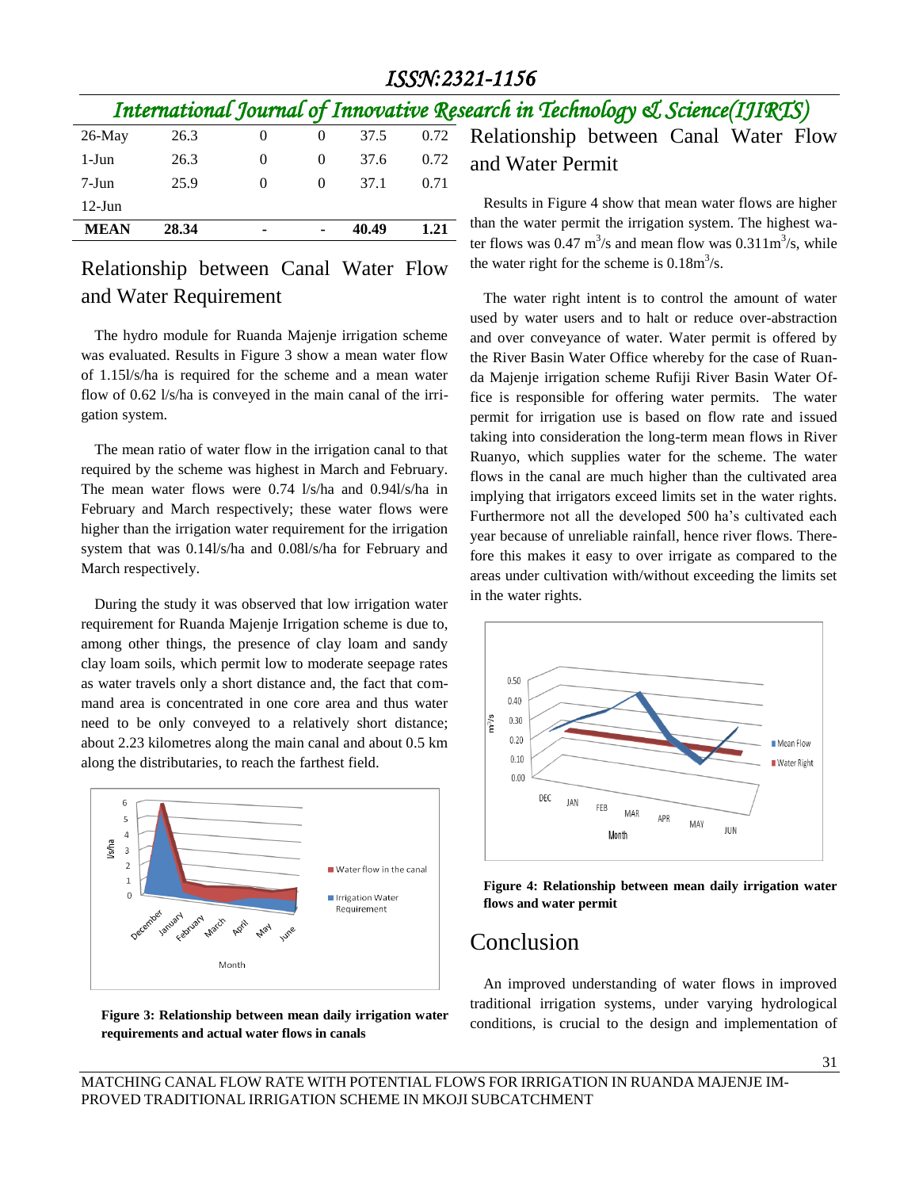| 26-May | 26.3 | 0 | 0 | 37.5 | 0.72 |
|---|---|---|---|---|---|
| 1-Jun | 26.3 | 0 | 0 | 37.6 | 0.72 |
| 7-Jun | 25.9 | 0 | 0 | 37.1 | 0.71 |
| 12-Jun | | | | | |
| **MEAN** | **28.34** | **-** | **-** | **40.49** | **1.21** |

## Relationship between Canal Water Flow and Water Requirement

The hydro module for Ruanda Majenje irrigation scheme was evaluated. Results in Figure 3 show a mean water flow of 1.15l/s/ha is required for the scheme and a mean water flow of 0.62 l/s/ha is conveyed in the main canal of the irrigation system.

The mean ratio of water flow in the irrigation canal to that required by the scheme was highest in March and February. The mean water flows were 0.74 l/s/ha and 0.94l/s/ha in February and March respectively; these water flows were higher than the irrigation water requirement for the irrigation system that was 0.14l/s/ha and 0.08l/s/ha for February and March respectively.

During the study it was observed that low irrigation water requirement for Ruanda Majenje Irrigation scheme is due to, among other things, the presence of clay loam and sandy clay loam soils, which permit low to moderate seepage rates as water travels only a short distance and, the fact that command area is concentrated in one core area and thus water need to be only conveyed to a relatively short distance; about 2.23 kilometres along the main canal and about 0.5 km along the distributaries, to reach the farthest field.

**Figure 3: Relationship between mean daily irrigation water requirements and actual water flows in canals**

## Relationship between Canal Water Flow and Water Permit

Results in Figure 4 show that mean water flows are higher than the water permit the irrigation system. The highest water flows was 0.47 $m^3/s$ and mean flow was 0.311$m^3/s$, while the water right for the scheme is 0.18$m^3/s$.

The water right intent is to control the amount of water used by water users and to halt or reduce over-abstraction and over conveyance of water. Water permit is offered by the River Basin Water Office whereby for the case of Ruanda Majenje irrigation scheme Rufiji River Basin Water Office is responsible for offering water permits. The water permit for irrigation use is based on flow rate and issued taking into consideration the long-term mean flows in River Ruanyo, which supplies water for the scheme. The water flows in the canal are much higher than the cultivated area implying that irrigators exceed limits set in the water rights. Furthermore not all the developed 500 ha's cultivated each year because of unreliable rainfall, hence river flows. Therefore this makes it easy to over irrigate as compared to the areas under cultivation with/without exceeding the limits set in the water rights.

**Figure 4: Relationship between mean daily irrigation water flows and water permit**

## Conclusion

An improved understanding of water flows in improved traditional irrigation systems, under varying hydrological conditions, is crucial to the design and implementation of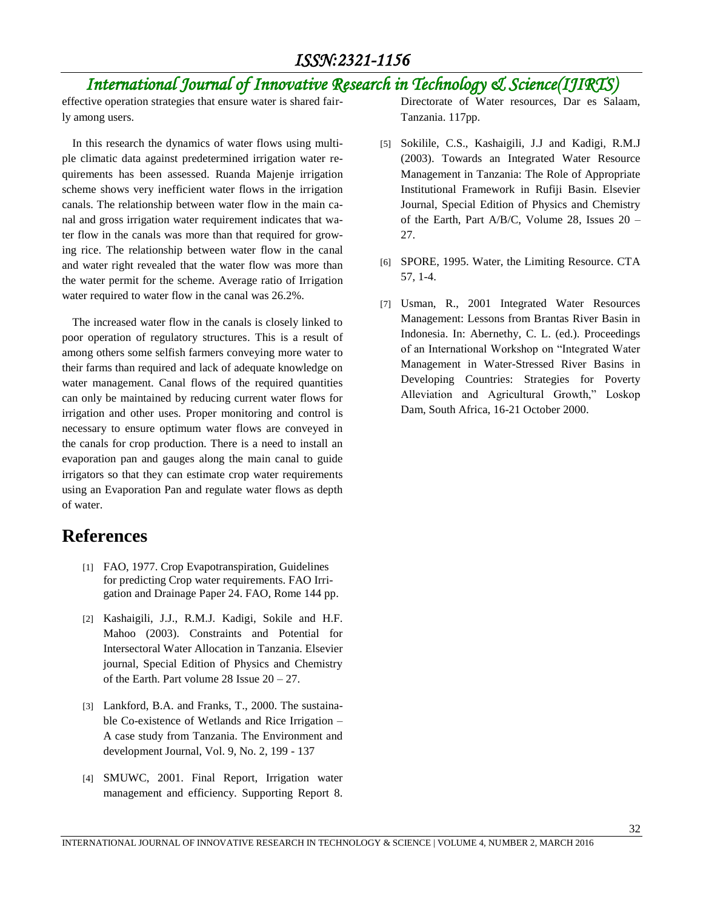effective operation strategies that ensure water is shared fairly among users.

In this research the dynamics of water flows using multiple climatic data against predetermined irrigation water requirements has been assessed. Ruanda Majenje irrigation scheme shows very inefficient water flows in the irrigation canals. The relationship between water flow in the main canal and gross irrigation water requirement indicates that water flow in the canals was more than that required for growing rice. The relationship between water flow in the canal and water right revealed that the water flow was more than the water permit for the scheme. Average ratio of Irrigation water required to water flow in the canal was 26.2%.

The increased water flow in the canals is closely linked to poor operation of regulatory structures. This is a result of among others some selfish farmers conveying more water to their farms than required and lack of adequate knowledge on water management. Canal flows of the required quantities can only be maintained by reducing current water flows for irrigation and other uses. Proper monitoring and control is necessary to ensure optimum water flows are conveyed in the canals for crop production. There is a need to install an evaporation pan and gauges along the main canal to guide irrigators so that they can estimate crop water requirements using an Evaporation Pan and regulate water flows as depth of water.

# References

[1] FAO, 1977. Crop Evapotranspiration, Guidelines for predicting Crop water requirements. FAO Irrigation and Drainage Paper 24. FAO, Rome 144 pp.

[2] Kashaigili, J.J., R.M.J. Kadigi, Sokile and H.F. Mahoo (2003). Constraints and Potential for Intersectoral Water Allocation in Tanzania. Elsevier journal, Special Edition of Physics and Chemistry of the Earth. Part volume 28 Issue 20 – 27.

[3] Lankford, B.A. and Franks, T., 2000. The sustainable Co-existence of Wetlands and Rice Irrigation – A case study from Tanzania. The Environment and development Journal, Vol. 9, No. 2, 199 - 137

[4] SMUWC, 2001. Final Report, Irrigation water management and efficiency. Supporting Report 8. Directorate of Water resources, Dar es Salaam, Tanzania. 117pp.

[5] Sokilile, C.S., Kashaigili, J.J and Kadigi, R.M.J (2003). Towards an Integrated Water Resource Management in Tanzania: The Role of Appropriate Institutional Framework in Rufiji Basin. Elsevier Journal, Special Edition of Physics and Chemistry of the Earth, Part A/B/C, Volume 28, Issues 20 – 27.

[6] SPORE, 1995. Water, the Limiting Resource. CTA 57, 1-4.

[7] Usman, R., 2001 Integrated Water Resources Management: Lessons from Brantas River Basin in Indonesia. In: Abernethy, C. L. (ed.). Proceedings of an International Workshop on "Integrated Water Management in Water-Stressed River Basins in Developing Countries: Strategies for Poverty Alleviation and Agricultural Growth," Loskop Dam, South Africa, 16-21 October 2000.